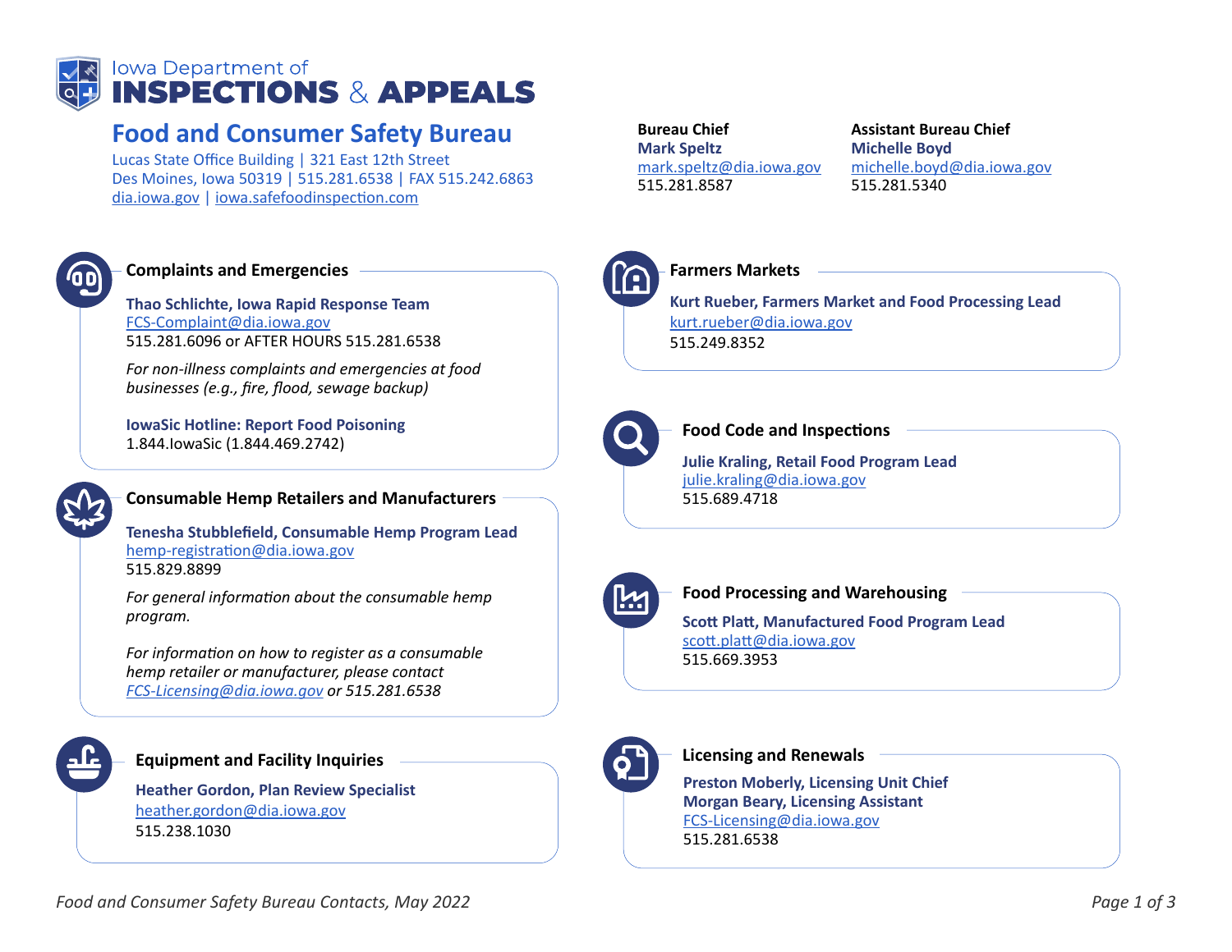Iowa Department of
# INSPECTIONS & APPEALS

## Food and Consumer Safety Bureau

Lucas State Office Building | 321 East 12th Street
Des Moines, Iowa 50319 | 515.281.6538 | FAX 515.242.6863
dia.iowa.gov | iowa.safefoodinspection.com

**Bureau Chief**
**Mark Speltz**
mark.speltz@dia.iowa.gov
515.281.8587

**Assistant Bureau Chief**
**Michelle Boyd**
michelle.boyd@dia.iowa.gov
515.281.5340

### Complaints and Emergencies

**Thao Schlichte, Iowa Rapid Response Team**
FCS-Complaint@dia.iowa.gov
515.281.6096 or AFTER HOURS 515.281.6538

*For non-illness complaints and emergencies at food businesses (e.g., fire, flood, sewage backup)*

**IowaSic Hotline: Report Food Poisoning**
1.844.IowaSic (1.844.469.2742)

### Consumable Hemp Retailers and Manufacturers

**Tenesha Stubblefield, Consumable Hemp Program Lead**
hemp-registration@dia.iowa.gov
515.829.8899

*For general information about the consumable hemp program.*

*For information on how to register as a consumable hemp retailer or manufacturer, please contact FCS-Licensing@dia.iowa.gov or 515.281.6538*

### Equipment and Facility Inquiries

**Heather Gordon, Plan Review Specialist**
heather.gordon@dia.iowa.gov
515.238.1030

### Farmers Markets

**Kurt Rueber, Farmers Market and Food Processing Lead**
kurt.rueber@dia.iowa.gov
515.249.8352

### Food Code and Inspections

**Julie Kraling, Retail Food Program Lead**
julie.kraling@dia.iowa.gov
515.689.4718

### Food Processing and Warehousing

**Scott Platt, Manufactured Food Program Lead**
scott.platt@dia.iowa.gov
515.669.3953

### Licensing and Renewals

**Preston Moberly, Licensing Unit Chief**
**Morgan Beary, Licensing Assistant**
FCS-Licensing@dia.iowa.gov
515.281.6538

*Food and Consumer Safety Bureau Contacts, May 2022*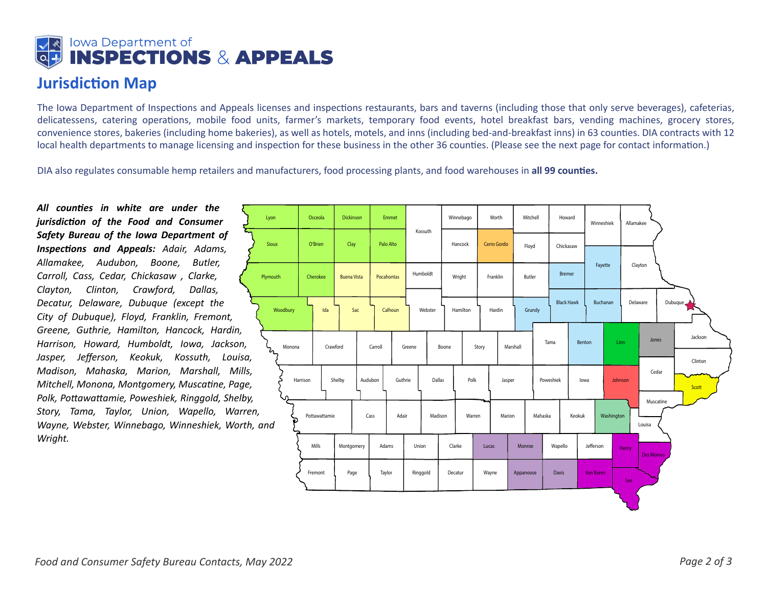# Iowa Department of INSPECTIONS & APPEALS

## Jurisdiction Map

The Iowa Department of Inspections and Appeals licenses and inspections restaurants, bars and taverns (including those that only serve beverages), cafeterias, delicatessens, catering operations, mobile food units, farmer's markets, temporary food events, hotel breakfast bars, vending machines, grocery stores, convenience stores, bakeries (including home bakeries), as well as hotels, motels, and inns (including bed-and-breakfast inns) in 63 counties. DIA contracts with 12 local health departments to manage licensing and inspection for these business in the other 36 counties. (Please see the next page for contact information.)

DIA also regulates consumable hemp retailers and manufacturers, food processing plants, and food warehouses in **all 99 counties.**

***All counties in white are under the jurisdiction of the Food and Consumer Safety Bureau of the Iowa Department of Inspections and Appeals:*** *Adair, Adams, Allamakee, Audubon, Boone, Butler, Carroll, Cass, Cedar, Chickasaw , Clarke, Clayton, Clinton, Crawford, Dallas, Decatur, Delaware, Dubuque (except the City of Dubuque), Floyd, Franklin, Fremont, Greene, Guthrie, Hamilton, Hancock, Hardin, Harrison, Howard, Humboldt, Iowa, Jackson, Jasper, Jefferson, Keokuk, Kossuth, Louisa, Madison, Mahaska, Marion, Marshall, Mills, Mitchell, Monona, Montgomery, Muscatine, Page, Polk, Pottawattamie, Poweshiek, Ringgold, Shelby, Story, Tama, Taylor, Union, Wapello, Warren, Wayne, Webster, Winnebago, Winneshiek, Worth, and Wright.*

Lyon, Osceola, Dickinson, Emmet, Kossuth, Winnebago, Worth, Mitchell, Howard, Winneshiek, Allamakee, Sioux, O'Brien, Clay, Palo Alto, Hancock, Cerro Gordo, Floyd, Chickasaw, Plymouth, Cherokee, Buena Vista, Pocahontas, Humboldt, Wright, Franklin, Butler, Bremer, Fayette, Clayton, Woodbury, Ida, Sac, Calhoun, Webster, Hamilton, Hardin, Grundy, Black Hawk, Buchanan, Delaware, Dubuque, Monona, Crawford, Carroll, Greene, Boone, Story, Marshall, Tama, Benton, Linn, Jones, Jackson, Clinton, Harrison, Shelby, Audubon, Guthrie, Dallas, Polk, Jasper, Poweshiek, Iowa, Johnson, Cedar, Scott, Muscatine, Pottawattamie, Cass, Adair, Madison, Warren, Marion, Mahaska, Keokuk, Washington, Louisa, Mills, Montgomery, Adams, Union, Clarke, Lucas, Monroe, Wapello, Jefferson, Henry, Des Moines, Fremont, Page, Taylor, Ringgold, Decatur, Wayne, Appanoose, Davis, Van Buren, Lee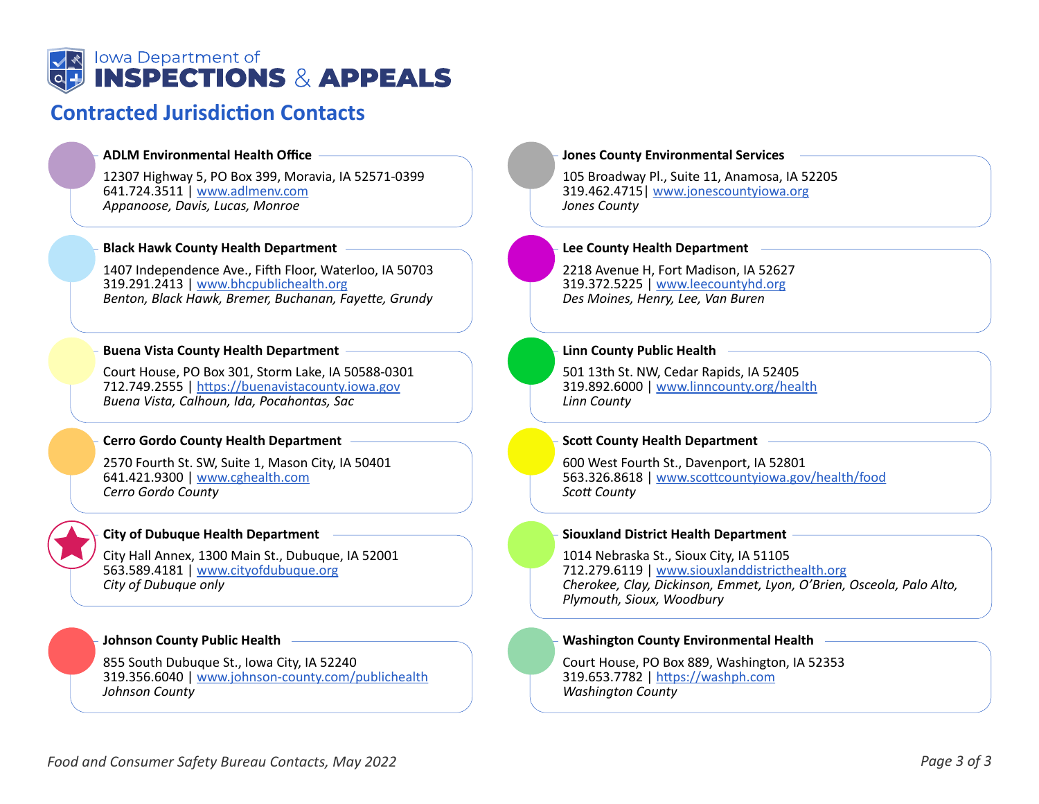Iowa Department of

# INSPECTIONS & APPEALS

## Contracted Jurisdiction Contacts

### ADLM Environmental Health Office

12307 Highway 5, PO Box 399, Moravia, IA 52571-0399
641.724.3511 | www.adlmenv.com
*Appanoose, Davis, Lucas, Monroe*

### Black Hawk County Health Department

1407 Independence Ave., Fifth Floor, Waterloo, IA 50703
319.291.2413 | www.bhcpublichealth.org
*Benton, Black Hawk, Bremer, Buchanan, Fayette, Grundy*

### Buena Vista County Health Department

Court House, PO Box 301, Storm Lake, IA 50588-0301
712.749.2555 | https://buenavistacounty.iowa.gov
*Buena Vista, Calhoun, Ida, Pocahontas, Sac*

### Cerro Gordo County Health Department

2570 Fourth St. SW, Suite 1, Mason City, IA 50401
641.421.9300 | www.cghealth.com
*Cerro Gordo County*

### City of Dubuque Health Department

City Hall Annex, 1300 Main St., Dubuque, IA 52001
563.589.4181 | www.cityofdubuque.org
*City of Dubuque only*

### Johnson County Public Health

855 South Dubuque St., Iowa City, IA 52240
319.356.6040 | www.johnson-county.com/publichealth
*Johnson County*

### Jones County Environmental Services

105 Broadway Pl., Suite 11, Anamosa, IA 52205
319.462.4715| www.jonescountyiowa.org
*Jones County*

### Lee County Health Department

2218 Avenue H, Fort Madison, IA 52627
319.372.5225 | www.leecountyhd.org
*Des Moines, Henry, Lee, Van Buren*

### Linn County Public Health

501 13th St. NW, Cedar Rapids, IA 52405
319.892.6000 | www.linncounty.org/health
*Linn County*

### Scott County Health Department

600 West Fourth St., Davenport, IA 52801
563.326.8618 | www.scottcountyiowa.gov/health/food
*Scott County*

### Siouxland District Health Department

1014 Nebraska St., Sioux City, IA 51105
712.279.6119 | www.siouxlanddistricthealth.org
*Cherokee, Clay, Dickinson, Emmet, Lyon, O'Brien, Osceola, Palo Alto, Plymouth, Sioux, Woodbury*

### Washington County Environmental Health

Court House, PO Box 889, Washington, IA 52353
319.653.7782 | https://washph.com
*Washington County*

*Food and Consumer Safety Bureau Contacts, May 2022*